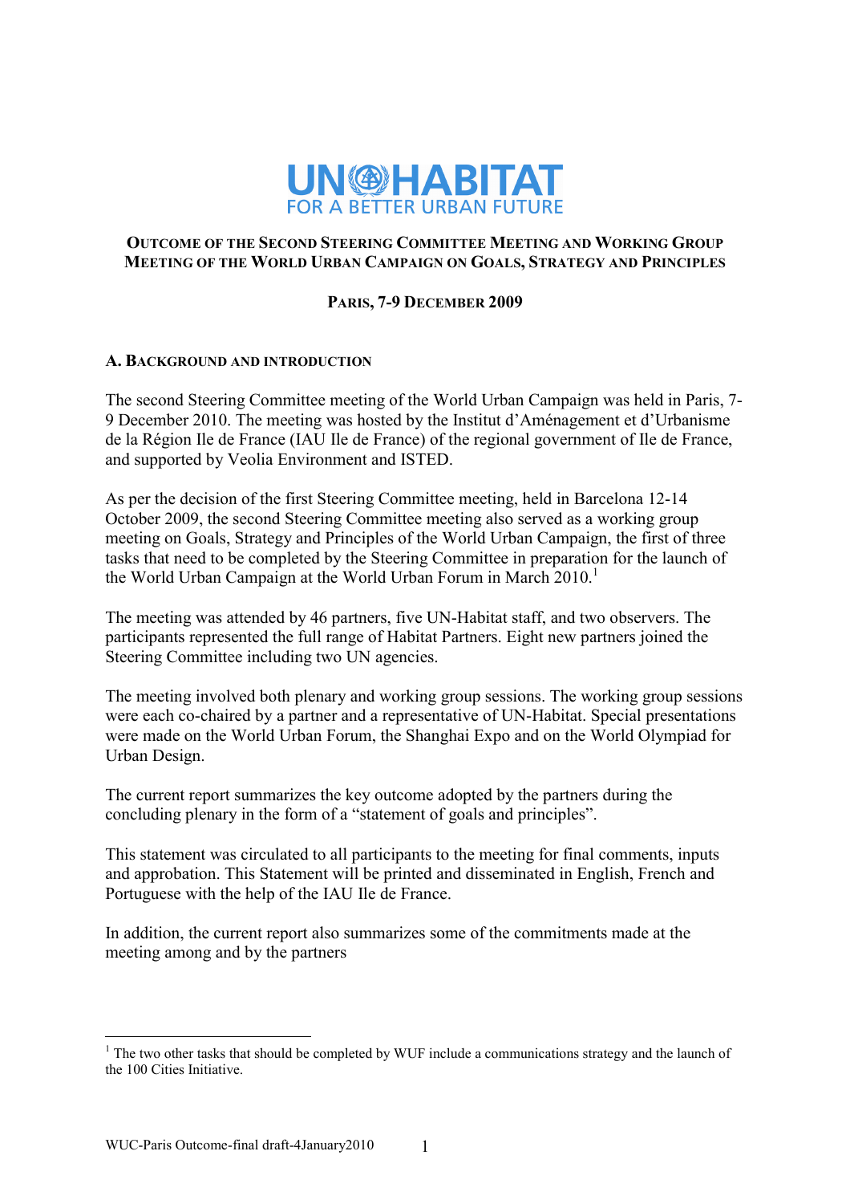UN-HABITAT
FOR A BETTER URBAN FUTURE

# OUTCOME OF THE SECOND STEERING COMMITTEE MEETING AND WORKING GROUP MEETING OF THE WORLD URBAN CAMPAIGN ON GOALS, STRATEGY AND PRINCIPLES

**PARIS, 7-9 DECEMBER 2009**

## A. BACKGROUND AND INTRODUCTION

The second Steering Committee meeting of the World Urban Campaign was held in Paris, 7-9 December 2010. The meeting was hosted by the Institut d'Aménagement et d'Urbanisme de la Région Ile de France (IAU Ile de France) of the regional government of Ile de France, and supported by Veolia Environment and ISTED.

As per the decision of the first Steering Committee meeting, held in Barcelona 12-14 October 2009, the second Steering Committee meeting also served as a working group meeting on Goals, Strategy and Principles of the World Urban Campaign, the first of three tasks that need to be completed by the Steering Committee in preparation for the launch of the World Urban Campaign at the World Urban Forum in March 2010.[1]

The meeting was attended by 46 partners, five UN-Habitat staff, and two observers. The participants represented the full range of Habitat Partners. Eight new partners joined the Steering Committee including two UN agencies.

The meeting involved both plenary and working group sessions. The working group sessions were each co-chaired by a partner and a representative of UN-Habitat. Special presentations were made on the World Urban Forum, the Shanghai Expo and on the World Olympiad for Urban Design.

The current report summarizes the key outcome adopted by the partners during the concluding plenary in the form of a "statement of goals and principles".

This statement was circulated to all participants to the meeting for final comments, inputs and approbation. This Statement will be printed and disseminated in English, French and Portuguese with the help of the IAU Ile de France.

In addition, the current report also summarizes some of the commitments made at the meeting among and by the partners

[1] The two other tasks that should be completed by WUF include a communications strategy and the launch of the 100 Cities Initiative.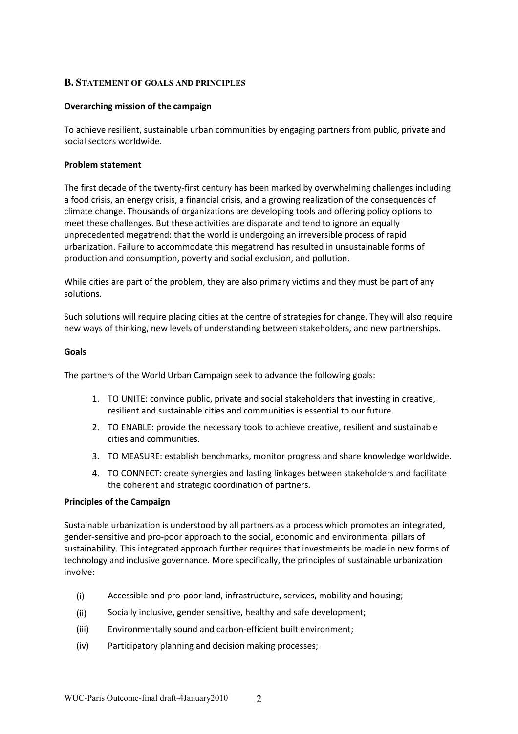## B. Statement of goals and principles

**Overarching mission of the campaign**

To achieve resilient, sustainable urban communities by engaging partners from public, private and social sectors worldwide.

**Problem statement**

The first decade of the twenty-first century has been marked by overwhelming challenges including a food crisis, an energy crisis, a financial crisis, and a growing realization of the consequences of climate change. Thousands of organizations are developing tools and offering policy options to meet these challenges. But these activities are disparate and tend to ignore an equally unprecedented megatrend: that the world is undergoing an irreversible process of rapid urbanization. Failure to accommodate this megatrend has resulted in unsustainable forms of production and consumption, poverty and social exclusion, and pollution.

While cities are part of the problem, they are also primary victims and they must be part of any solutions.

Such solutions will require placing cities at the centre of strategies for change. They will also require new ways of thinking, new levels of understanding between stakeholders, and new partnerships.

**Goals**

The partners of the World Urban Campaign seek to advance the following goals:

1. TO UNITE: convince public, private and social stakeholders that investing in creative, resilient and sustainable cities and communities is essential to our future.
2. TO ENABLE: provide the necessary tools to achieve creative, resilient and sustainable cities and communities.
3. TO MEASURE: establish benchmarks, monitor progress and share knowledge worldwide.
4. TO CONNECT: create synergies and lasting linkages between stakeholders and facilitate the coherent and strategic coordination of partners.

**Principles of the Campaign**

Sustainable urbanization is understood by all partners as a process which promotes an integrated, gender-sensitive and pro-poor approach to the social, economic and environmental pillars of sustainability. This integrated approach further requires that investments be made in new forms of technology and inclusive governance. More specifically, the principles of sustainable urbanization involve:

(i) Accessible and pro-poor land, infrastructure, services, mobility and housing;

(ii) Socially inclusive, gender sensitive, healthy and safe development;

(iii) Environmentally sound and carbon-efficient built environment;

(iv) Participatory planning and decision making processes;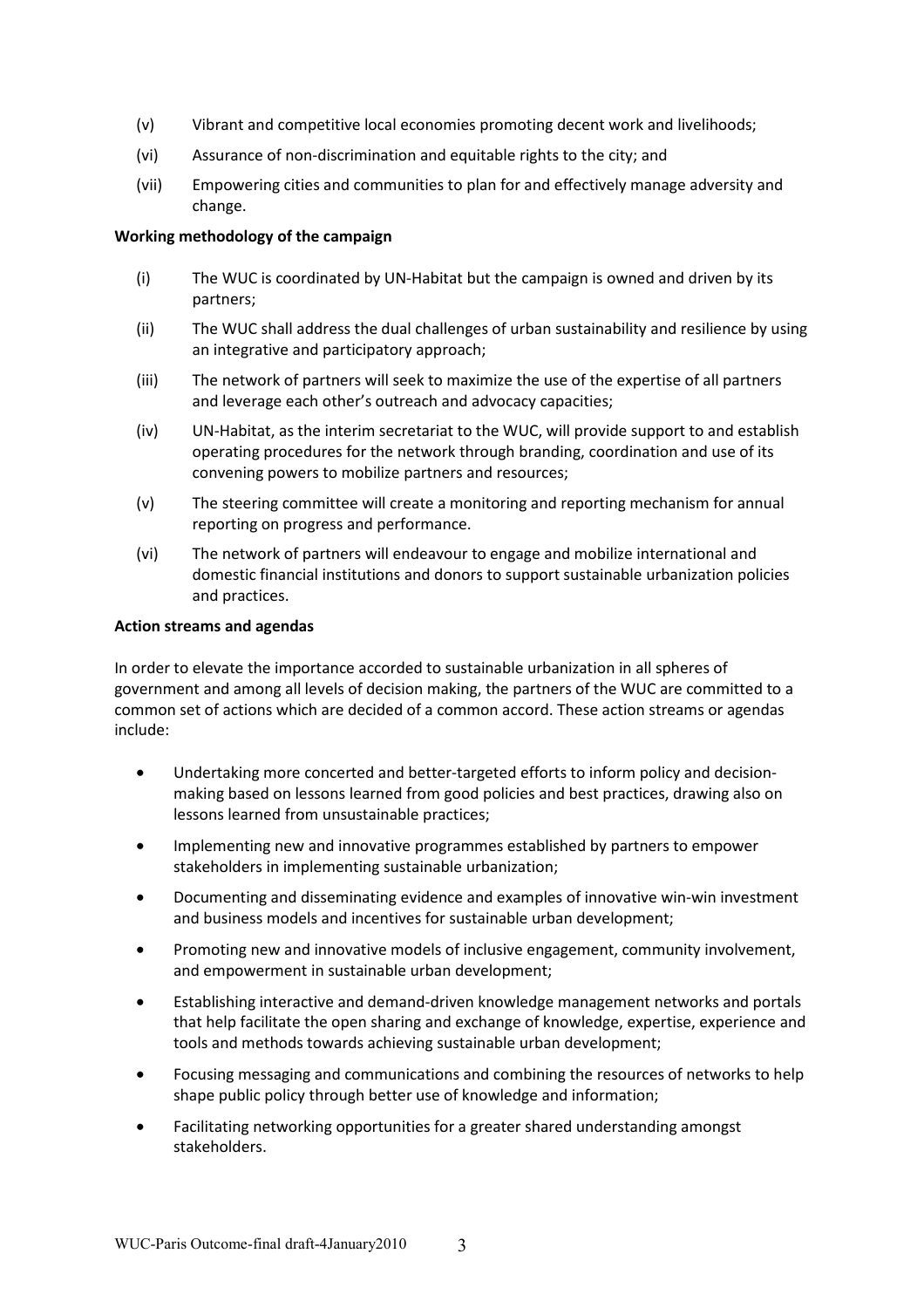(v) Vibrant and competitive local economies promoting decent work and livelihoods;

(vi) Assurance of non-discrimination and equitable rights to the city; and

(vii) Empowering cities and communities to plan for and effectively manage adversity and change.

**Working methodology of the campaign**

(i) The WUC is coordinated by UN-Habitat but the campaign is owned and driven by its partners;

(ii) The WUC shall address the dual challenges of urban sustainability and resilience by using an integrative and participatory approach;

(iii) The network of partners will seek to maximize the use of the expertise of all partners and leverage each other's outreach and advocacy capacities;

(iv) UN-Habitat, as the interim secretariat to the WUC, will provide support to and establish operating procedures for the network through branding, coordination and use of its convening powers to mobilize partners and resources;

(v) The steering committee will create a monitoring and reporting mechanism for annual reporting on progress and performance.

(vi) The network of partners will endeavour to engage and mobilize international and domestic financial institutions and donors to support sustainable urbanization policies and practices.

**Action streams and agendas**

In order to elevate the importance accorded to sustainable urbanization in all spheres of government and among all levels of decision making, the partners of the WUC are committed to a common set of actions which are decided of a common accord. These action streams or agendas include:

- Undertaking more concerted and better-targeted efforts to inform policy and decision-making based on lessons learned from good policies and best practices, drawing also on lessons learned from unsustainable practices;
- Implementing new and innovative programmes established by partners to empower stakeholders in implementing sustainable urbanization;
- Documenting and disseminating evidence and examples of innovative win-win investment and business models and incentives for sustainable urban development;
- Promoting new and innovative models of inclusive engagement, community involvement, and empowerment in sustainable urban development;
- Establishing interactive and demand-driven knowledge management networks and portals that help facilitate the open sharing and exchange of knowledge, expertise, experience and tools and methods towards achieving sustainable urban development;
- Focusing messaging and communications and combining the resources of networks to help shape public policy through better use of knowledge and information;
- Facilitating networking opportunities for a greater shared understanding amongst stakeholders.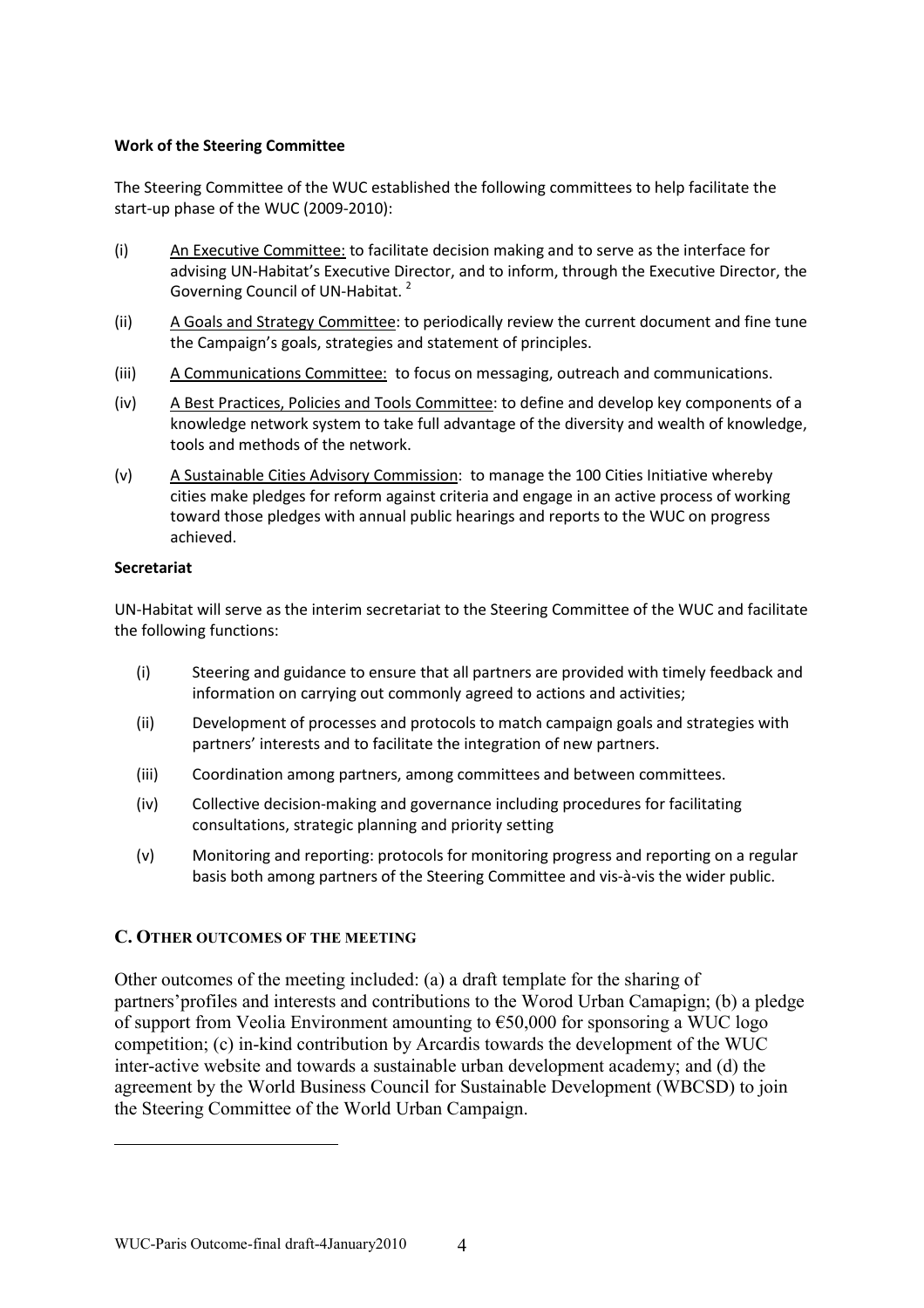**Work of the Steering Committee**

The Steering Committee of the WUC established the following committees to help facilitate the start-up phase of the WUC (2009-2010):

(i) An Executive Committee: to facilitate decision making and to serve as the interface for advising UN-Habitat's Executive Director, and to inform, through the Executive Director, the Governing Council of UN-Habitat. [2]

(ii) A Goals and Strategy Committee: to periodically review the current document and fine tune the Campaign's goals, strategies and statement of principles.

(iii) A Communications Committee: to focus on messaging, outreach and communications.

(iv) A Best Practices, Policies and Tools Committee: to define and develop key components of a knowledge network system to take full advantage of the diversity and wealth of knowledge, tools and methods of the network.

(v) A Sustainable Cities Advisory Commission: to manage the 100 Cities Initiative whereby cities make pledges for reform against criteria and engage in an active process of working toward those pledges with annual public hearings and reports to the WUC on progress achieved.

**Secretariat**

UN-Habitat will serve as the interim secretariat to the Steering Committee of the WUC and facilitate the following functions:

(i) Steering and guidance to ensure that all partners are provided with timely feedback and information on carrying out commonly agreed to actions and activities;

(ii) Development of processes and protocols to match campaign goals and strategies with partners' interests and to facilitate the integration of new partners.

(iii) Coordination among partners, among committees and between committees.

(iv) Collective decision-making and governance including procedures for facilitating consultations, strategic planning and priority setting

(v) Monitoring and reporting: protocols for monitoring progress and reporting on a regular basis both among partners of the Steering Committee and vis-à-vis the wider public.

## C. OTHER OUTCOMES OF THE MEETING

Other outcomes of the meeting included: (a) a draft template for the sharing of partners'profiles and interests and contributions to the Worod Urban Camapign; (b) a pledge of support from Veolia Environment amounting to €50,000 for sponsoring a WUC logo competition; (c) in-kind contribution by Arcardis towards the development of the WUC inter-active website and towards a sustainable urban development academy; and (d) the agreement by the World Business Council for Sustainable Development (WBCSD) to join the Steering Committee of the World Urban Campaign.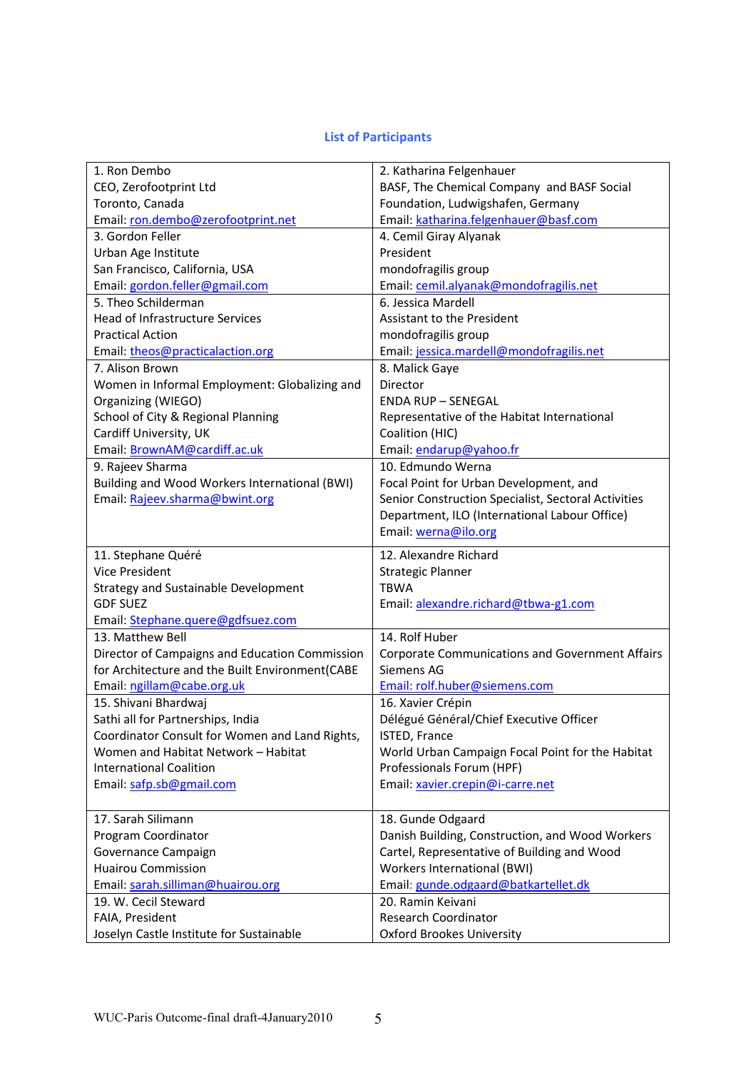## List of Participants

| | |
|---|---|
| 1. Ron Dembo<br>CEO, Zerofootprint Ltd<br>Toronto, Canada<br>Email: ron.dembo@zerofootprint.net | 2. Katharina Felgenhauer<br>BASF, The Chemical Company and BASF Social Foundation, Ludwigshafen, Germany<br>Email: katharina.felgenhauer@basf.com |
| 3. Gordon Feller<br>Urban Age Institute<br>San Francisco, California, USA<br>Email: gordon.feller@gmail.com | 4. Cemil Giray Alyanak<br>President<br>mondofragilis group<br>Email: cemil.alyanak@mondofragilis.net |
| 5. Theo Schilderman<br>Head of Infrastructure Services<br>Practical Action<br>Email: theos@practicalaction.org | 6. Jessica Mardell<br>Assistant to the President<br>mondofragilis group<br>Email: jessica.mardell@mondofragilis.net |
| 7. Alison Brown<br>Women in Informal Employment: Globalizing and Organizing (WIEGO)<br>School of City & Regional Planning<br>Cardiff University, UK<br>Email: BrownAM@cardiff.ac.uk | 8. Malick Gaye<br>Director<br>ENDA RUP – SENEGAL<br>Representative of the Habitat International Coalition (HIC)<br>Email: endarup@yahoo.fr |
| 9. Rajeev Sharma<br>Building and Wood Workers International (BWI)<br>Email: Rajeev.sharma@bwint.org | 10. Edmundo Werna<br>Focal Point for Urban Development, and Senior Construction Specialist, Sectoral Activities Department, ILO (International Labour Office)<br>Email: werna@ilo.org |
| 11. Stephane Quéré<br>Vice President<br>Strategy and Sustainable Development<br>GDF SUEZ<br>Email: Stephane.quere@gdfsuez.com | 12. Alexandre Richard<br>Strategic Planner<br>TBWA<br>Email: alexandre.richard@tbwa-g1.com |
| 13. Matthew Bell<br>Director of Campaigns and Education Commission for Architecture and the Built Environment(CABE<br>Email: ngillam@cabe.org.uk | 14. Rolf Huber<br>Corporate Communications and Government Affairs<br>Siemens AG<br>Email: rolf.huber@siemens.com |
| 15. Shivani Bhardwaj<br>Sathi all for Partnerships, India<br>Coordinator Consult for Women and Land Rights, Women and Habitat Network – Habitat International Coalition<br>Email: safp.sb@gmail.com | 16. Xavier Crépin<br>Délégué Général/Chief Executive Officer<br>ISTED, France<br>World Urban Campaign Focal Point for the Habitat Professionals Forum (HPF)<br>Email: xavier.crepin@i-carre.net |
| 17. Sarah Silimann<br>Program Coordinator<br>Governance Campaign<br>Huairou Commission<br>Email: sarah.silliman@huairou.org | 18. Gunde Odgaard<br>Danish Building, Construction, and Wood Workers Cartel, Representative of Building and Wood Workers International (BWI)<br>Email: gunde.odgaard@batkartellet.dk |
| 19. W. Cecil Steward<br>FAIA, President<br>Joselyn Castle Institute for Sustainable | 20. Ramin Keivani<br>Research Coordinator<br>Oxford Brookes University |

WUC-Paris Outcome-final draft-4January2010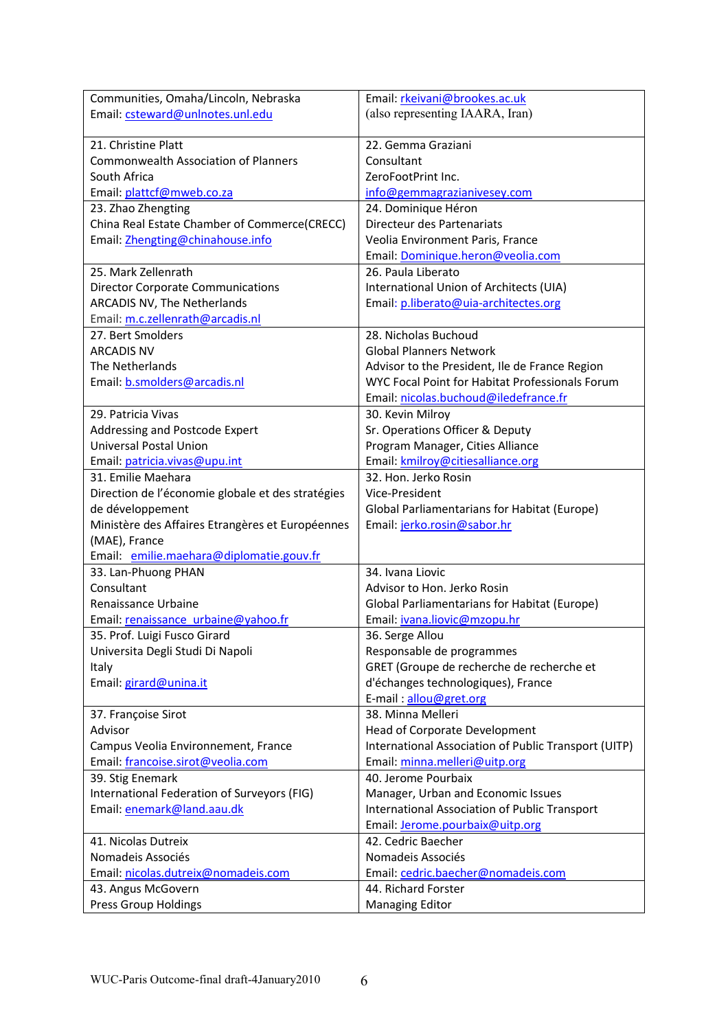| | |
|---|---|
| Communities, Omaha/Lincoln, Nebraska<br>Email: csteward@unlnotes.unl.edu | Email: rkeivani@brookes.ac.uk<br>(also representing IAARA, Iran) |
| 21. Christine Platt<br>Commonwealth Association of Planners<br>South Africa<br>Email: plattcf@mweb.co.za | 22. Gemma Graziani<br>Consultant<br>ZeroFootPrint Inc.<br>info@gemmagrazianivesey.com |
| 23. Zhao Zhengting<br>China Real Estate Chamber of Commerce(CRECC)<br>Email: Zhengting@chinahouse.info | 24. Dominique Héron<br>Directeur des Partenariats<br>Veolia Environment Paris, France<br>Email: Dominique.heron@veolia.com |
| 25. Mark Zellenrath<br>Director Corporate Communications<br>ARCADIS NV, The Netherlands<br>Email: m.c.zellenrath@arcadis.nl | 26. Paula Liberato<br>International Union of Architects (UIA)<br>Email: p.liberato@uia-architectes.org |
| 27. Bert Smolders<br>ARCADIS NV<br>The Netherlands<br>Email: b.smolders@arcadis.nl | 28. Nicholas Buchoud<br>Global Planners Network<br>Advisor to the President, Ile de France Region<br>WYC Focal Point for Habitat Professionals Forum<br>Email: nicolas.buchoud@iledefrance.fr |
| 29. Patricia Vivas<br>Addressing and Postcode Expert<br>Universal Postal Union<br>Email: patricia.vivas@upu.int | 30. Kevin Milroy<br>Sr. Operations Officer & Deputy<br>Program Manager, Cities Alliance<br>Email: kmilroy@citiesalliance.org |
| 31. Emilie Maehara<br>Direction de l'économie globale et des stratégies de développement<br>Ministère des Affaires Etrangères et Européennes (MAE), France<br>Email: emilie.maehara@diplomatie.gouv.fr | 32. Hon. Jerko Rosin<br>Vice-President<br>Global Parliamentarians for Habitat (Europe)<br>Email: jerko.rosin@sabor.hr |
| 33. Lan-Phuong PHAN<br>Consultant<br>Renaissance Urbaine<br>Email: renaissance_urbaine@yahoo.fr | 34. Ivana Liovic<br>Advisor to Hon. Jerko Rosin<br>Global Parliamentarians for Habitat (Europe)<br>Email: ivana.liovic@mzopu.hr |
| 35. Prof. Luigi Fusco Girard<br>Universita Degli Studi Di Napoli<br>Italy<br>Email: girard@unina.it | 36. Serge Allou<br>Responsable de programmes<br>GRET (Groupe de recherche de recherche et d'échanges technologiques), France<br>E-mail : allou@gret.org |
| 37. Françoise Sirot<br>Advisor<br>Campus Veolia Environnement, France<br>Email: francoise.sirot@veolia.com | 38. Minna Melleri<br>Head of Corporate Development<br>International Association of Public Transport (UITP)<br>Email: minna.melleri@uitp.org |
| 39. Stig Enemark<br>International Federation of Surveyors (FIG)<br>Email: enemark@land.aau.dk | 40. Jerome Pourbaix<br>Manager, Urban and Economic Issues<br>International Association of Public Transport<br>Email: Jerome.pourbaix@uitp.org |
| 41. Nicolas Dutreix<br>Nomadeis Associés<br>Email: nicolas.dutreix@nomadeis.com | 42. Cedric Baecher<br>Nomadeis Associés<br>Email: cedric.baecher@nomadeis.com |
| 43. Angus McGovern<br>Press Group Holdings | 44. Richard Forster<br>Managing Editor |

WUC-Paris Outcome-final draft-4January2010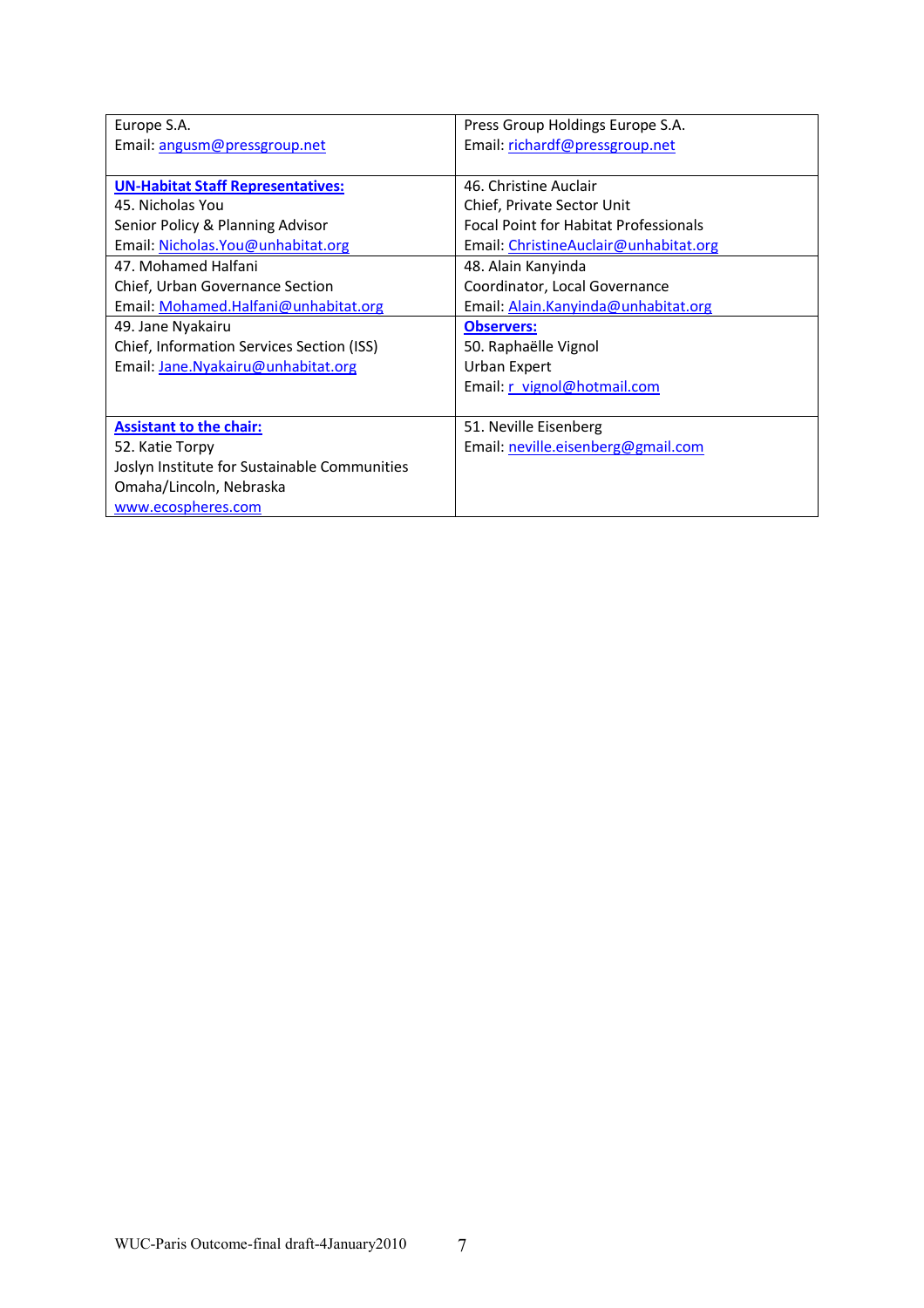| | |
|---|---|
| Europe S.A.<br>Email: angusm@pressgroup.net | Press Group Holdings Europe S.A.<br>Email: richardf@pressgroup.net |
| **UN-Habitat Staff Representatives:**<br>45. Nicholas You<br>Senior Policy & Planning Advisor<br>Email: Nicholas.You@unhabitat.org | 46. Christine Auclair<br>Chief, Private Sector Unit<br>Focal Point for Habitat Professionals<br>Email: ChristineAuclair@unhabitat.org |
| 47. Mohamed Halfani<br>Chief, Urban Governance Section<br>Email: Mohamed.Halfani@unhabitat.org | 48. Alain Kanyinda<br>Coordinator, Local Governance<br>Email: Alain.Kanyinda@unhabitat.org |
| 49. Jane Nyakairu<br>Chief, Information Services Section (ISS)<br>Email: Jane.Nyakairu@unhabitat.org | **Observers:**<br>50. Raphaëlle Vignol<br>Urban Expert<br>Email: r_vignol@hotmail.com |
| **Assistant to the chair:**<br>52. Katie Torpy<br>Joslyn Institute for Sustainable Communities<br>Omaha/Lincoln, Nebraska<br>www.ecospheres.com | 51. Neville Eisenberg<br>Email: neville.eisenberg@gmail.com |